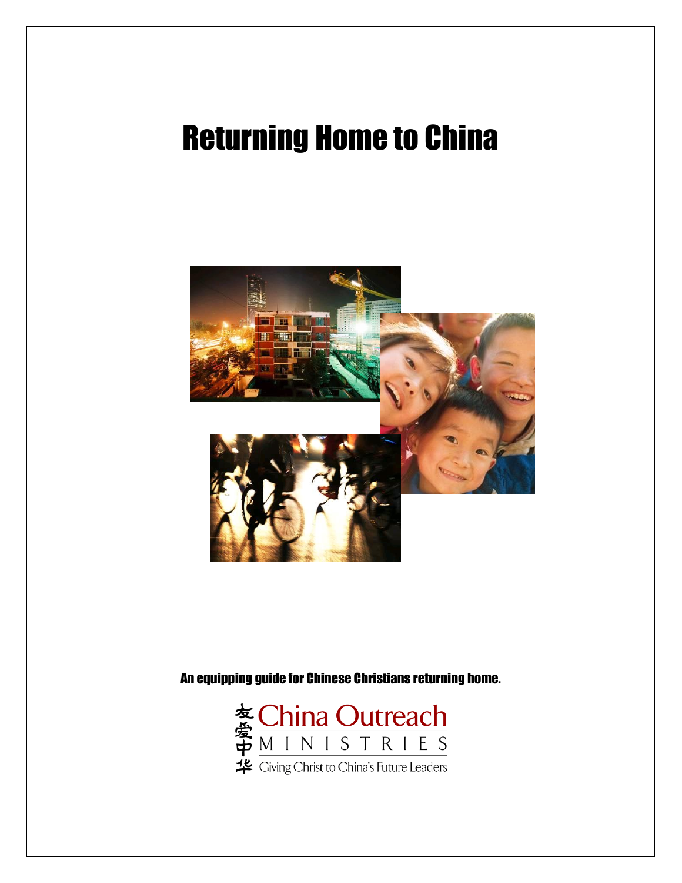# Returning Home to China

**An equipping guide for Chinese Christians returning home.**

友愛中华 China Outreach MINISTRIES

Giving Christ to China's Future Leaders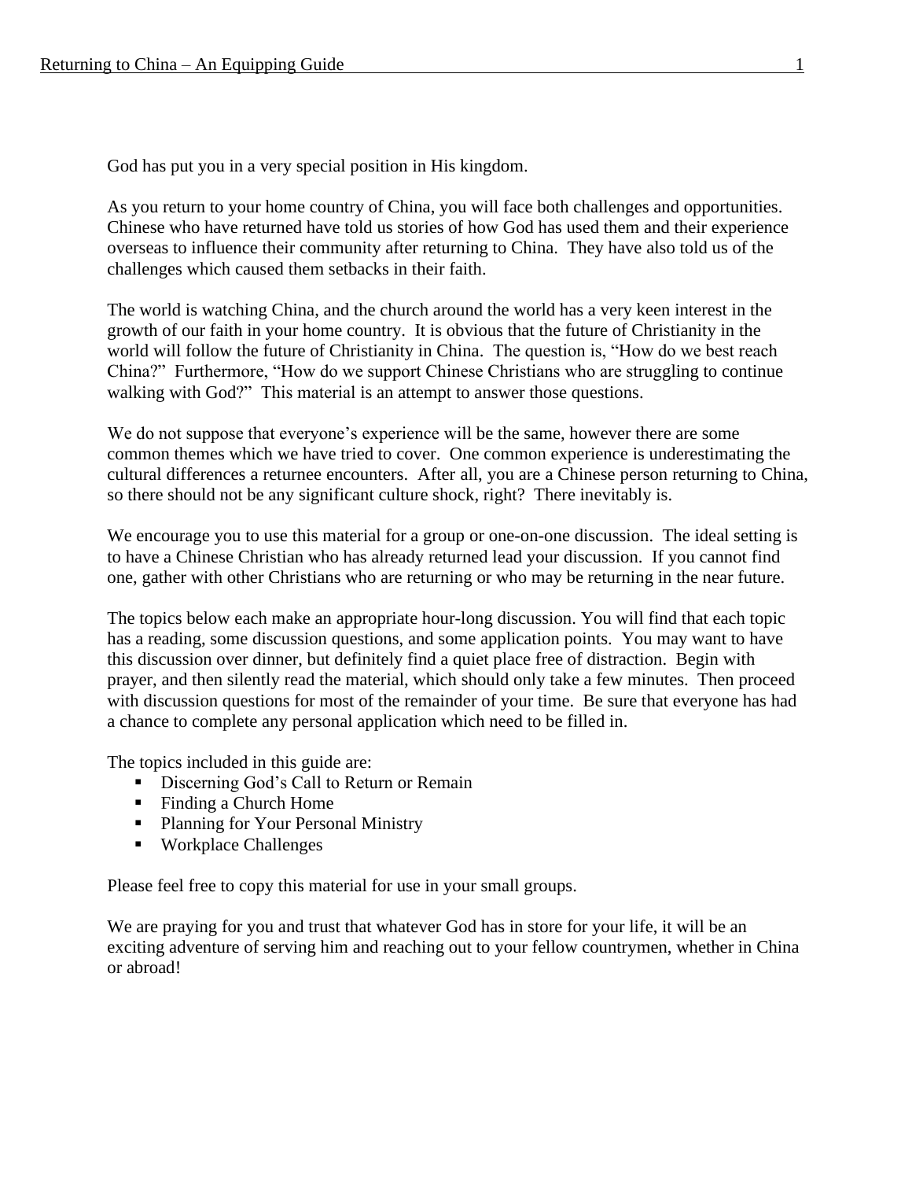God has put you in a very special position in His kingdom.

As you return to your home country of China, you will face both challenges and opportunities. Chinese who have returned have told us stories of how God has used them and their experience overseas to influence their community after returning to China. They have also told us of the challenges which caused them setbacks in their faith.

The world is watching China, and the church around the world has a very keen interest in the growth of our faith in your home country. It is obvious that the future of Christianity in the world will follow the future of Christianity in China. The question is, "How do we best reach China?" Furthermore, "How do we support Chinese Christians who are struggling to continue walking with God?" This material is an attempt to answer those questions.

We do not suppose that everyone's experience will be the same, however there are some common themes which we have tried to cover. One common experience is underestimating the cultural differences a returnee encounters. After all, you are a Chinese person returning to China, so there should not be any significant culture shock, right? There inevitably is.

We encourage you to use this material for a group or one-on-one discussion. The ideal setting is to have a Chinese Christian who has already returned lead your discussion. If you cannot find one, gather with other Christians who are returning or who may be returning in the near future.

The topics below each make an appropriate hour-long discussion. You will find that each topic has a reading, some discussion questions, and some application points. You may want to have this discussion over dinner, but definitely find a quiet place free of distraction. Begin with prayer, and then silently read the material, which should only take a few minutes. Then proceed with discussion questions for most of the remainder of your time. Be sure that everyone has had a chance to complete any personal application which need to be filled in.

The topics included in this guide are:

- Discerning God's Call to Return or Remain
- Finding a Church Home
- Planning for Your Personal Ministry
- Workplace Challenges

Please feel free to copy this material for use in your small groups.

We are praying for you and trust that whatever God has in store for your life, it will be an exciting adventure of serving him and reaching out to your fellow countrymen, whether in China or abroad!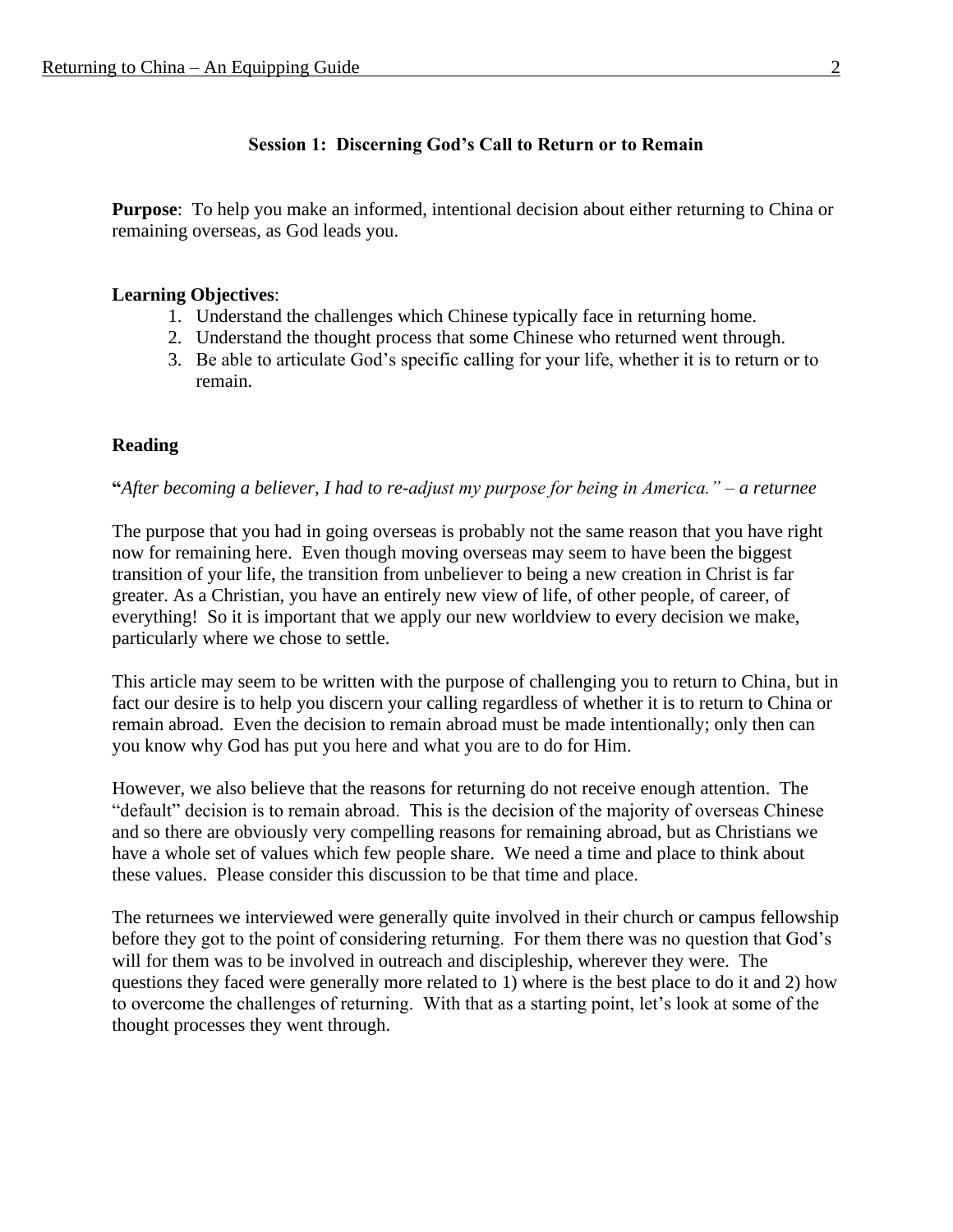## Session 1: Discerning God's Call to Return or to Remain

**Purpose**: To help you make an informed, intentional decision about either returning to China or remaining overseas, as God leads you.

**Learning Objectives**:

1. Understand the challenges which Chinese typically face in returning home.
2. Understand the thought process that some Chinese who returned went through.
3. Be able to articulate God's specific calling for your life, whether it is to return or to remain.

### Reading

**"***After becoming a believer, I had to re-adjust my purpose for being in America." – a returnee*

The purpose that you had in going overseas is probably not the same reason that you have right now for remaining here. Even though moving overseas may seem to have been the biggest transition of your life, the transition from unbeliever to being a new creation in Christ is far greater. As a Christian, you have an entirely new view of life, of other people, of career, of everything! So it is important that we apply our new worldview to every decision we make, particularly where we chose to settle.

This article may seem to be written with the purpose of challenging you to return to China, but in fact our desire is to help you discern your calling regardless of whether it is to return to China or remain abroad. Even the decision to remain abroad must be made intentionally; only then can you know why God has put you here and what you are to do for Him.

However, we also believe that the reasons for returning do not receive enough attention. The "default" decision is to remain abroad. This is the decision of the majority of overseas Chinese and so there are obviously very compelling reasons for remaining abroad, but as Christians we have a whole set of values which few people share. We need a time and place to think about these values. Please consider this discussion to be that time and place.

The returnees we interviewed were generally quite involved in their church or campus fellowship before they got to the point of considering returning. For them there was no question that God's will for them was to be involved in outreach and discipleship, wherever they were. The questions they faced were generally more related to 1) where is the best place to do it and 2) how to overcome the challenges of returning. With that as a starting point, let's look at some of the thought processes they went through.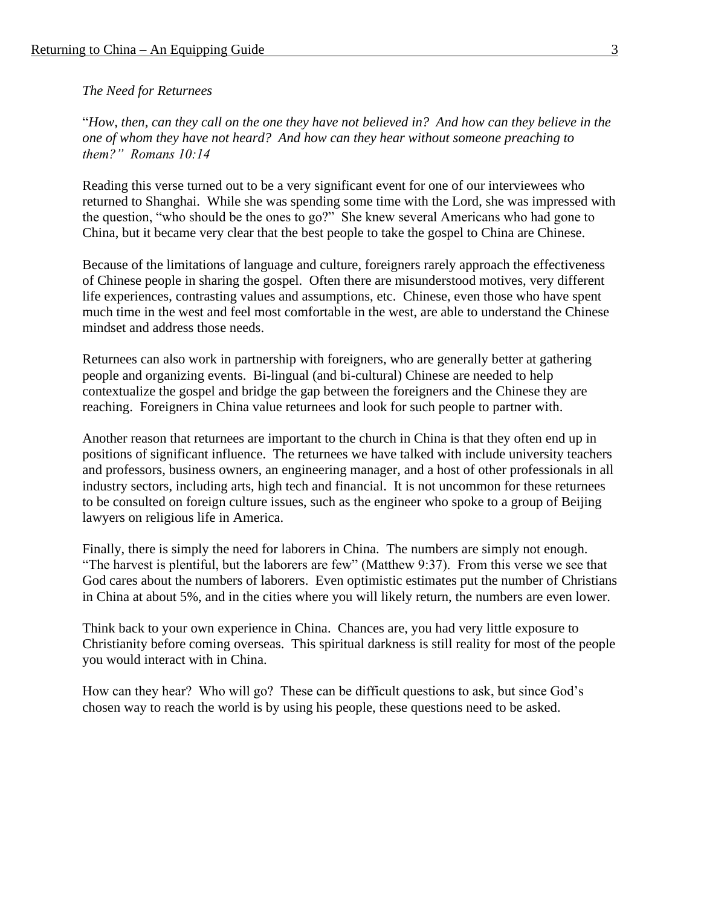*The Need for Returnees*

"*How, then, can they call on the one they have not believed in? And how can they believe in the one of whom they have not heard? And how can they hear without someone preaching to them?" Romans 10:14*

Reading this verse turned out to be a very significant event for one of our interviewees who returned to Shanghai. While she was spending some time with the Lord, she was impressed with the question, "who should be the ones to go?" She knew several Americans who had gone to China, but it became very clear that the best people to take the gospel to China are Chinese.

Because of the limitations of language and culture, foreigners rarely approach the effectiveness of Chinese people in sharing the gospel. Often there are misunderstood motives, very different life experiences, contrasting values and assumptions, etc. Chinese, even those who have spent much time in the west and feel most comfortable in the west, are able to understand the Chinese mindset and address those needs.

Returnees can also work in partnership with foreigners, who are generally better at gathering people and organizing events. Bi-lingual (and bi-cultural) Chinese are needed to help contextualize the gospel and bridge the gap between the foreigners and the Chinese they are reaching. Foreigners in China value returnees and look for such people to partner with.

Another reason that returnees are important to the church in China is that they often end up in positions of significant influence. The returnees we have talked with include university teachers and professors, business owners, an engineering manager, and a host of other professionals in all industry sectors, including arts, high tech and financial. It is not uncommon for these returnees to be consulted on foreign culture issues, such as the engineer who spoke to a group of Beijing lawyers on religious life in America.

Finally, there is simply the need for laborers in China. The numbers are simply not enough. "The harvest is plentiful, but the laborers are few" (Matthew 9:37). From this verse we see that God cares about the numbers of laborers. Even optimistic estimates put the number of Christians in China at about 5%, and in the cities where you will likely return, the numbers are even lower.

Think back to your own experience in China. Chances are, you had very little exposure to Christianity before coming overseas. This spiritual darkness is still reality for most of the people you would interact with in China.

How can they hear? Who will go? These can be difficult questions to ask, but since God's chosen way to reach the world is by using his people, these questions need to be asked.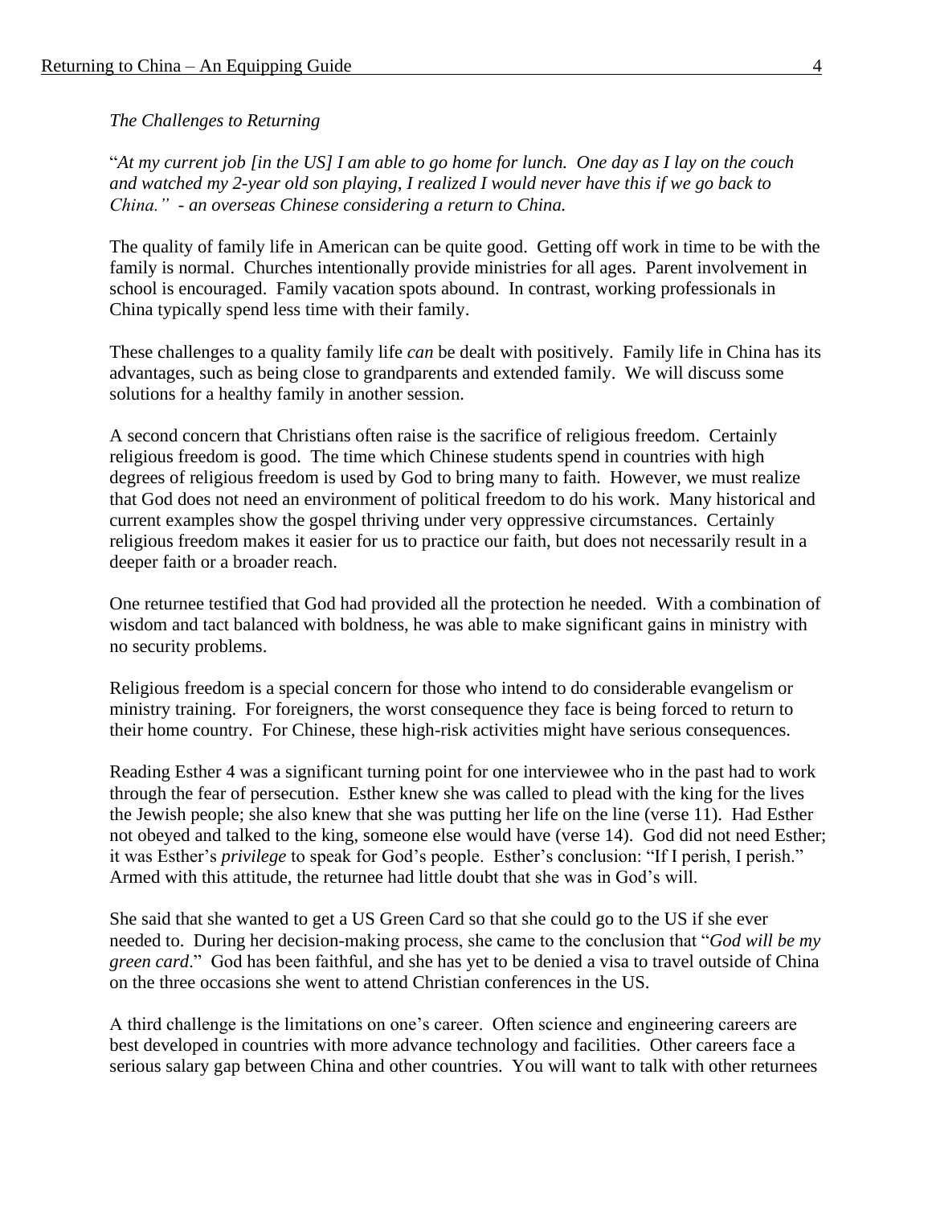*The Challenges to Returning*

"*At my current job [in the US] I am able to go home for lunch. One day as I lay on the couch and watched my 2-year old son playing, I realized I would never have this if we go back to China." - an overseas Chinese considering a return to China.*

The quality of family life in American can be quite good. Getting off work in time to be with the family is normal. Churches intentionally provide ministries for all ages. Parent involvement in school is encouraged. Family vacation spots abound. In contrast, working professionals in China typically spend less time with their family.

These challenges to a quality family life *can* be dealt with positively. Family life in China has its advantages, such as being close to grandparents and extended family. We will discuss some solutions for a healthy family in another session.

A second concern that Christians often raise is the sacrifice of religious freedom. Certainly religious freedom is good. The time which Chinese students spend in countries with high degrees of religious freedom is used by God to bring many to faith. However, we must realize that God does not need an environment of political freedom to do his work. Many historical and current examples show the gospel thriving under very oppressive circumstances. Certainly religious freedom makes it easier for us to practice our faith, but does not necessarily result in a deeper faith or a broader reach.

One returnee testified that God had provided all the protection he needed. With a combination of wisdom and tact balanced with boldness, he was able to make significant gains in ministry with no security problems.

Religious freedom is a special concern for those who intend to do considerable evangelism or ministry training. For foreigners, the worst consequence they face is being forced to return to their home country. For Chinese, these high-risk activities might have serious consequences.

Reading Esther 4 was a significant turning point for one interviewee who in the past had to work through the fear of persecution. Esther knew she was called to plead with the king for the lives the Jewish people; she also knew that she was putting her life on the line (verse 11). Had Esther not obeyed and talked to the king, someone else would have (verse 14). God did not need Esther; it was Esther's *privilege* to speak for God's people. Esther's conclusion: "If I perish, I perish." Armed with this attitude, the returnee had little doubt that she was in God's will.

She said that she wanted to get a US Green Card so that she could go to the US if she ever needed to. During her decision-making process, she came to the conclusion that "*God will be my green card*." God has been faithful, and she has yet to be denied a visa to travel outside of China on the three occasions she went to attend Christian conferences in the US.

A third challenge is the limitations on one's career. Often science and engineering careers are best developed in countries with more advance technology and facilities. Other careers face a serious salary gap between China and other countries. You will want to talk with other returnees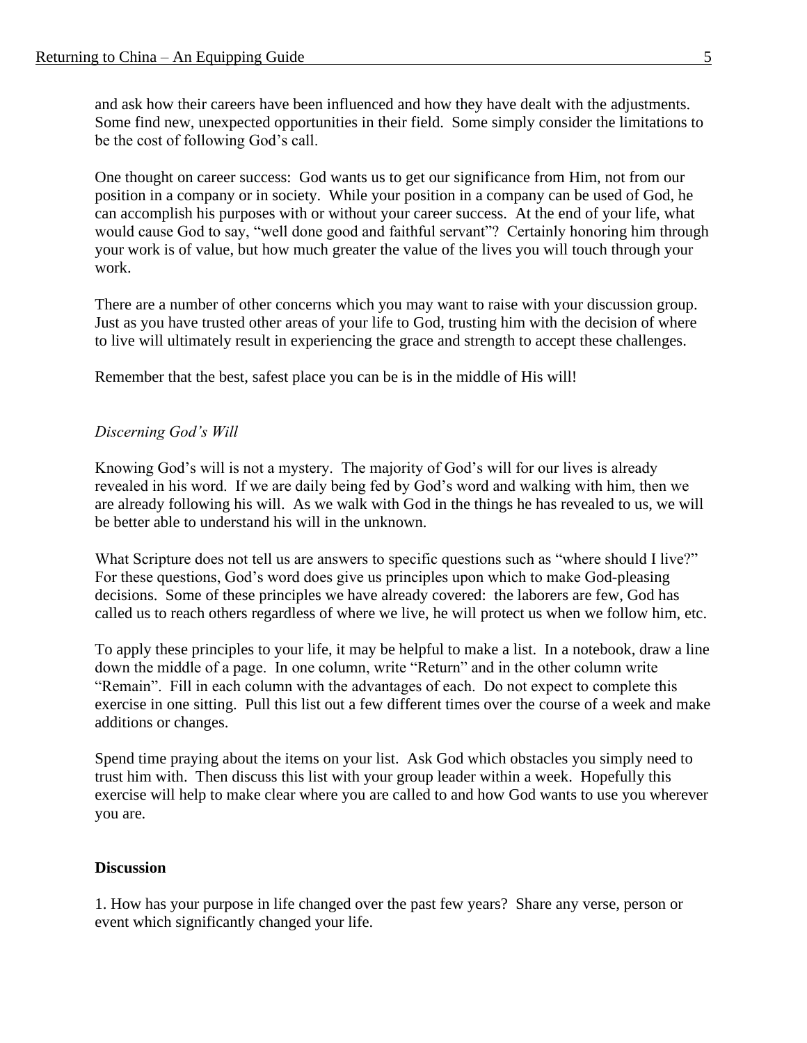and ask how their careers have been influenced and how they have dealt with the adjustments. Some find new, unexpected opportunities in their field. Some simply consider the limitations to be the cost of following God's call.

One thought on career success: God wants us to get our significance from Him, not from our position in a company or in society. While your position in a company can be used of God, he can accomplish his purposes with or without your career success. At the end of your life, what would cause God to say, "well done good and faithful servant"? Certainly honoring him through your work is of value, but how much greater the value of the lives you will touch through your work.

There are a number of other concerns which you may want to raise with your discussion group. Just as you have trusted other areas of your life to God, trusting him with the decision of where to live will ultimately result in experiencing the grace and strength to accept these challenges.

Remember that the best, safest place you can be is in the middle of His will!

*Discerning God's Will*

Knowing God's will is not a mystery. The majority of God's will for our lives is already revealed in his word. If we are daily being fed by God's word and walking with him, then we are already following his will. As we walk with God in the things he has revealed to us, we will be better able to understand his will in the unknown.

What Scripture does not tell us are answers to specific questions such as "where should I live?" For these questions, God's word does give us principles upon which to make God-pleasing decisions. Some of these principles we have already covered: the laborers are few, God has called us to reach others regardless of where we live, he will protect us when we follow him, etc.

To apply these principles to your life, it may be helpful to make a list. In a notebook, draw a line down the middle of a page. In one column, write "Return" and in the other column write "Remain". Fill in each column with the advantages of each. Do not expect to complete this exercise in one sitting. Pull this list out a few different times over the course of a week and make additions or changes.

Spend time praying about the items on your list. Ask God which obstacles you simply need to trust him with. Then discuss this list with your group leader within a week. Hopefully this exercise will help to make clear where you are called to and how God wants to use you wherever you are.

**Discussion**

1. How has your purpose in life changed over the past few years? Share any verse, person or event which significantly changed your life.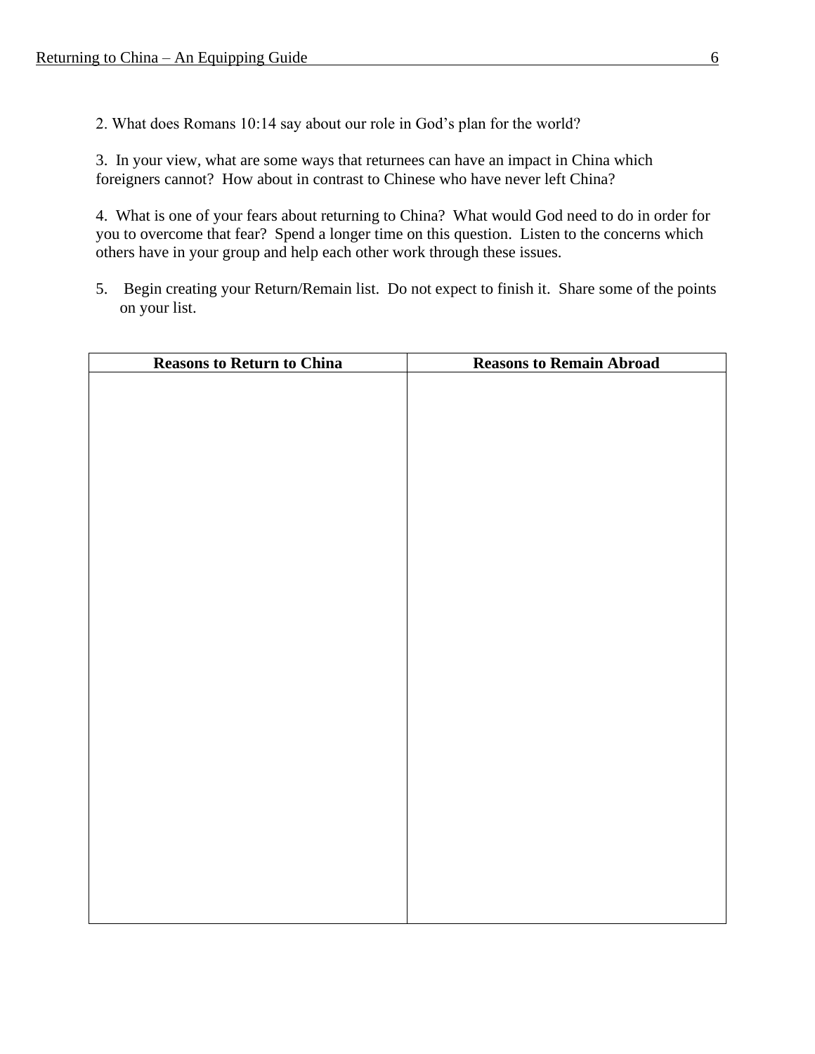2. What does Romans 10:14 say about our role in God's plan for the world?

3. In your view, what are some ways that returnees can have an impact in China which foreigners cannot? How about in contrast to Chinese who have never left China?

4. What is one of your fears about returning to China? What would God need to do in order for you to overcome that fear? Spend a longer time on this question. Listen to the concerns which others have in your group and help each other work through these issues.

5. Begin creating your Return/Remain list. Do not expect to finish it. Share some of the points on your list.

| Reasons to Return to China | Reasons to Remain Abroad |
|---|---|
| | |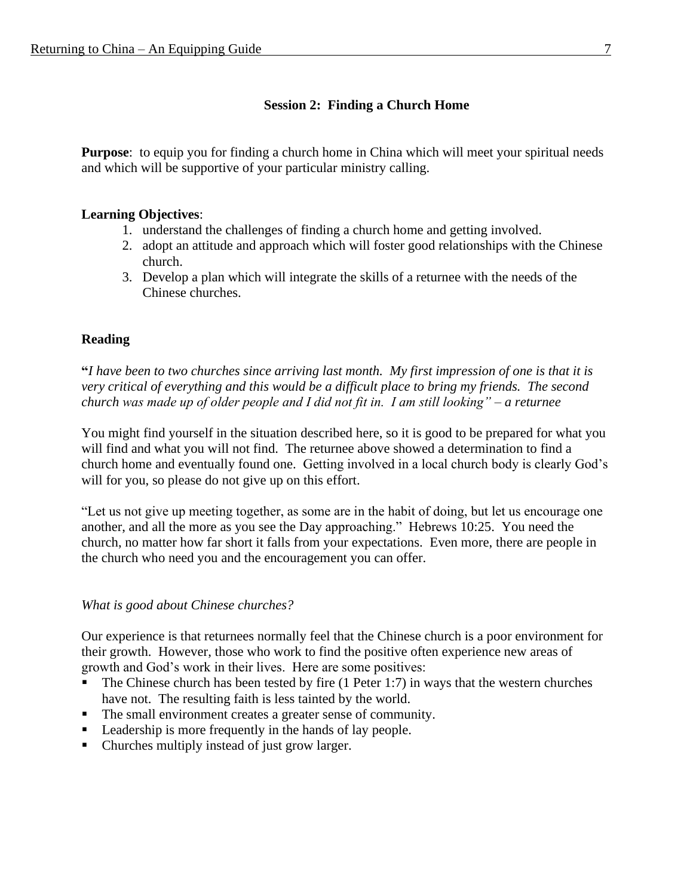## Session 2: Finding a Church Home

**Purpose**: to equip you for finding a church home in China which will meet your spiritual needs and which will be supportive of your particular ministry calling.

**Learning Objectives**:

1. understand the challenges of finding a church home and getting involved.
2. adopt an attitude and approach which will foster good relationships with the Chinese church.
3. Develop a plan which will integrate the skills of a returnee with the needs of the Chinese churches.

### Reading

**"***I have been to two churches since arriving last month. My first impression of one is that it is very critical of everything and this would be a difficult place to bring my friends. The second church was made up of older people and I did not fit in. I am still looking" – a returnee*

You might find yourself in the situation described here, so it is good to be prepared for what you will find and what you will not find. The returnee above showed a determination to find a church home and eventually found one. Getting involved in a local church body is clearly God's will for you, so please do not give up on this effort.

"Let us not give up meeting together, as some are in the habit of doing, but let us encourage one another, and all the more as you see the Day approaching." Hebrews 10:25. You need the church, no matter how far short it falls from your expectations. Even more, there are people in the church who need you and the encouragement you can offer.

*What is good about Chinese churches?*

Our experience is that returnees normally feel that the Chinese church is a poor environment for their growth. However, those who work to find the positive often experience new areas of growth and God's work in their lives. Here are some positives:

- The Chinese church has been tested by fire (1 Peter 1:7) in ways that the western churches have not. The resulting faith is less tainted by the world.
- The small environment creates a greater sense of community.
- Leadership is more frequently in the hands of lay people.
- Churches multiply instead of just grow larger.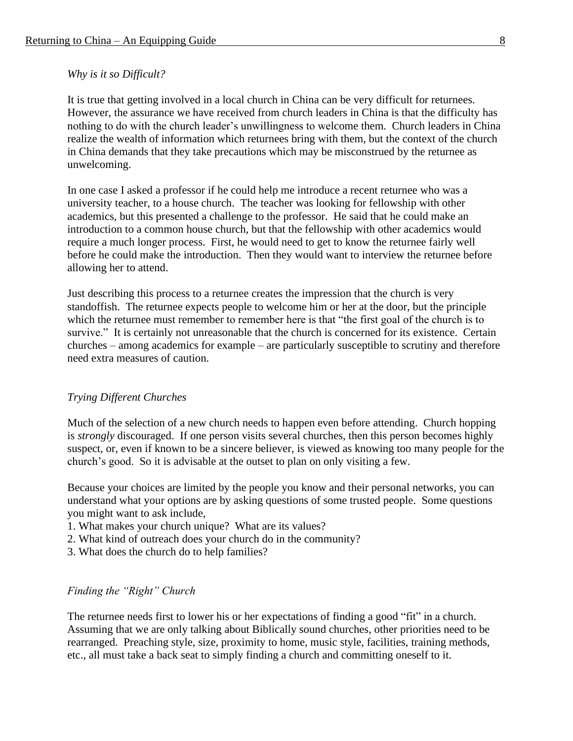*Why is it so Difficult?*

It is true that getting involved in a local church in China can be very difficult for returnees. However, the assurance we have received from church leaders in China is that the difficulty has nothing to do with the church leader's unwillingness to welcome them. Church leaders in China realize the wealth of information which returnees bring with them, but the context of the church in China demands that they take precautions which may be misconstrued by the returnee as unwelcoming.

In one case I asked a professor if he could help me introduce a recent returnee who was a university teacher, to a house church. The teacher was looking for fellowship with other academics, but this presented a challenge to the professor. He said that he could make an introduction to a common house church, but that the fellowship with other academics would require a much longer process. First, he would need to get to know the returnee fairly well before he could make the introduction. Then they would want to interview the returnee before allowing her to attend.

Just describing this process to a returnee creates the impression that the church is very standoffish. The returnee expects people to welcome him or her at the door, but the principle which the returnee must remember to remember here is that "the first goal of the church is to survive." It is certainly not unreasonable that the church is concerned for its existence. Certain churches – among academics for example – are particularly susceptible to scrutiny and therefore need extra measures of caution.

*Trying Different Churches*

Much of the selection of a new church needs to happen even before attending. Church hopping is *strongly* discouraged. If one person visits several churches, then this person becomes highly suspect, or, even if known to be a sincere believer, is viewed as knowing too many people for the church's good. So it is advisable at the outset to plan on only visiting a few.

Because your choices are limited by the people you know and their personal networks, you can understand what your options are by asking questions of some trusted people. Some questions you might want to ask include,

1. What makes your church unique? What are its values?
2. What kind of outreach does your church do in the community?
3. What does the church do to help families?

*Finding the "Right" Church*

The returnee needs first to lower his or her expectations of finding a good "fit" in a church. Assuming that we are only talking about Biblically sound churches, other priorities need to be rearranged. Preaching style, size, proximity to home, music style, facilities, training methods, etc., all must take a back seat to simply finding a church and committing oneself to it.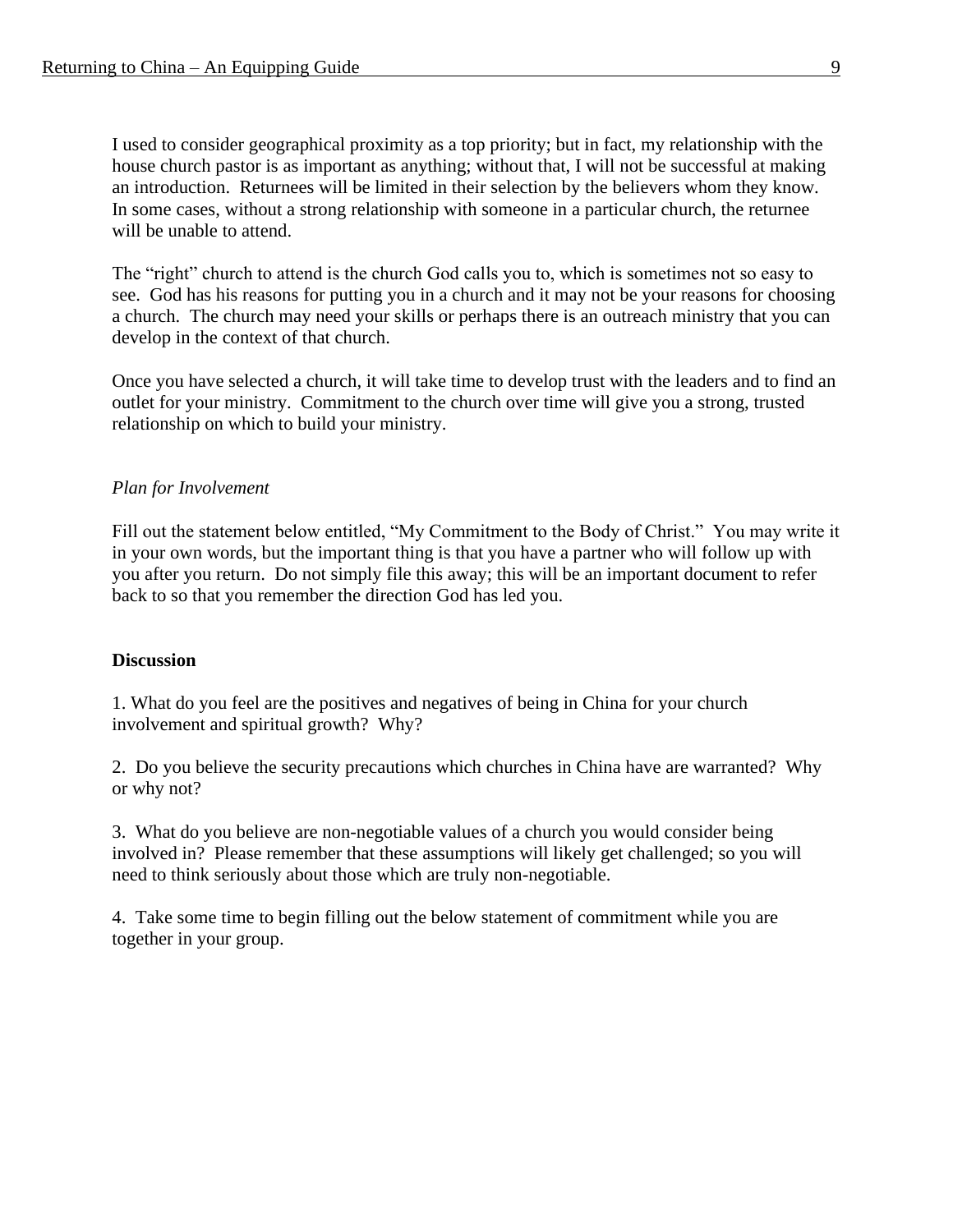I used to consider geographical proximity as a top priority; but in fact, my relationship with the house church pastor is as important as anything; without that, I will not be successful at making an introduction. Returnees will be limited in their selection by the believers whom they know. In some cases, without a strong relationship with someone in a particular church, the returnee will be unable to attend.

The "right" church to attend is the church God calls you to, which is sometimes not so easy to see. God has his reasons for putting you in a church and it may not be your reasons for choosing a church. The church may need your skills or perhaps there is an outreach ministry that you can develop in the context of that church.

Once you have selected a church, it will take time to develop trust with the leaders and to find an outlet for your ministry. Commitment to the church over time will give you a strong, trusted relationship on which to build your ministry.

*Plan for Involvement*

Fill out the statement below entitled, "My Commitment to the Body of Christ." You may write it in your own words, but the important thing is that you have a partner who will follow up with you after you return. Do not simply file this away; this will be an important document to refer back to so that you remember the direction God has led you.

**Discussion**

1. What do you feel are the positives and negatives of being in China for your church involvement and spiritual growth? Why?

2. Do you believe the security precautions which churches in China have are warranted? Why or why not?

3. What do you believe are non-negotiable values of a church you would consider being involved in? Please remember that these assumptions will likely get challenged; so you will need to think seriously about those which are truly non-negotiable.

4. Take some time to begin filling out the below statement of commitment while you are together in your group.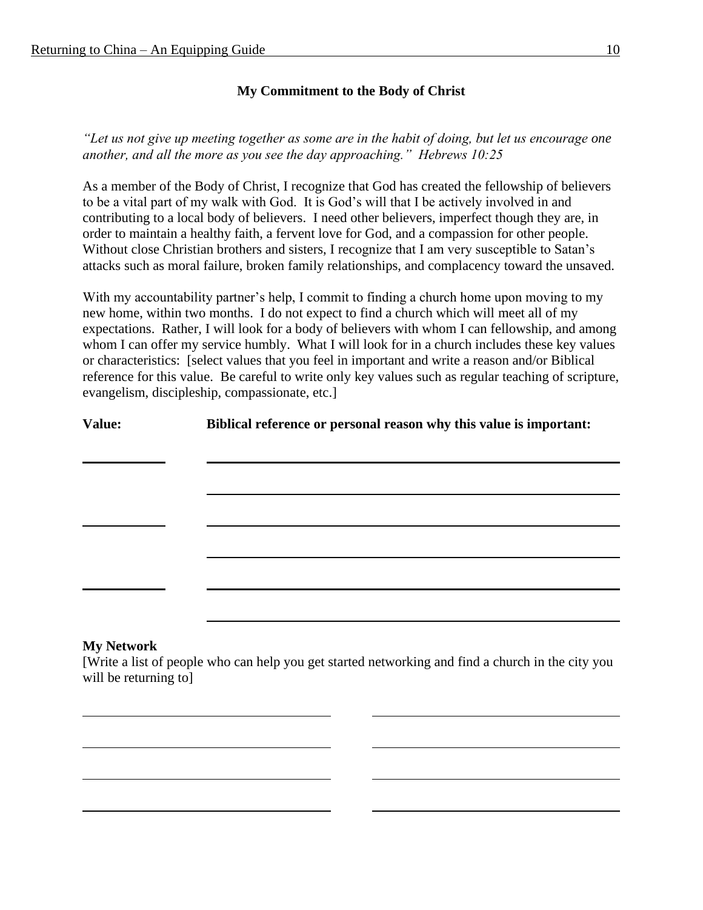## My Commitment to the Body of Christ

*"Let us not give up meeting together as some are in the habit of doing, but let us encourage one another, and all the more as you see the day approaching." Hebrews 10:25*

As a member of the Body of Christ, I recognize that God has created the fellowship of believers to be a vital part of my walk with God. It is God's will that I be actively involved in and contributing to a local body of believers. I need other believers, imperfect though they are, in order to maintain a healthy faith, a fervent love for God, and a compassion for other people. Without close Christian brothers and sisters, I recognize that I am very susceptible to Satan's attacks such as moral failure, broken family relationships, and complacency toward the unsaved.

With my accountability partner's help, I commit to finding a church home upon moving to my new home, within two months. I do not expect to find a church which will meet all of my expectations. Rather, I will look for a body of believers with whom I can fellowship, and among whom I can offer my service humbly. What I will look for in a church includes these key values or characteristics: [select values that you feel in important and write a reason and/or Biblical reference for this value. Be careful to write only key values such as regular teaching of scripture, evangelism, discipleship, compassionate, etc.]

| Value: | Biblical reference or personal reason why this value is important: |
|---|---|
| ________ | ________________________________________ |
| | ________________________________________ |
| ________ | ________________________________________ |
| | ________________________________________ |
| ________ | ________________________________________ |
| | ________________________________________ |

**My Network**

[Write a list of people who can help you get started networking and find a church in the city you will be returning to]

| | |
|---|---|
| ____________________ | ____________________ |
| ____________________ | ____________________ |
| ____________________ | ____________________ |
| ____________________ | ____________________ |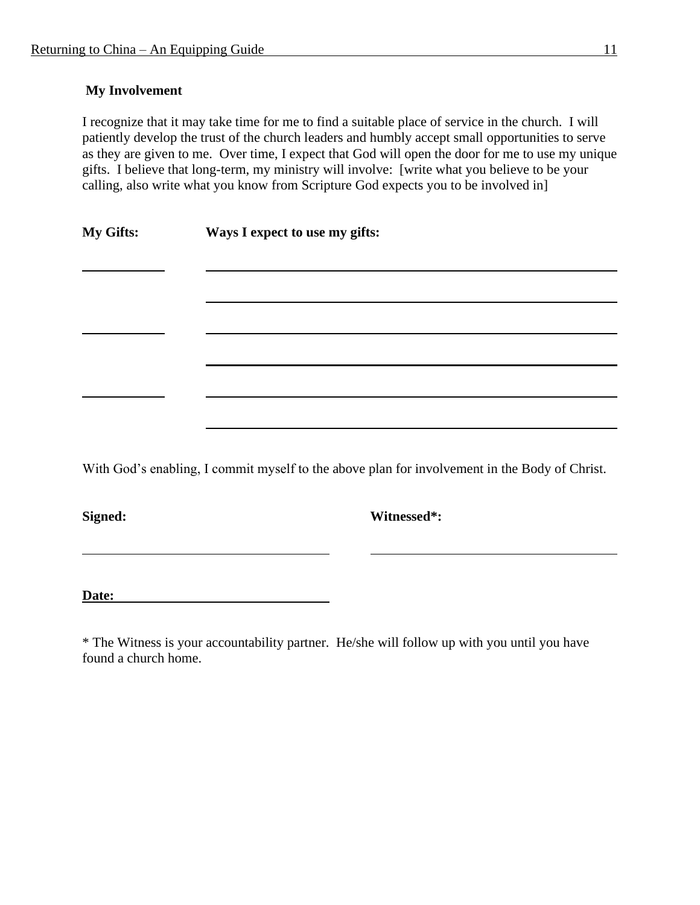### My Involvement

I recognize that it may take time for me to find a suitable place of service in the church. I will patiently develop the trust of the church leaders and humbly accept small opportunities to serve as they are given to me. Over time, I expect that God will open the door for me to use my unique gifts. I believe that long-term, my ministry will involve: [write what you believe to be your calling, also write what you know from Scripture God expects you to be involved in]

| **My Gifts:** | **Ways I expect to use my gifts:** |
|---|---|
| ____________ | ______________________________________________ |
| | ______________________________________________ |
| ____________ | ______________________________________________ |
| | ______________________________________________ |
| ____________ | ______________________________________________ |
| | ______________________________________________ |

With God's enabling, I commit myself to the above plan for involvement in the Body of Christ.

**Signed:** ______________________________ **Witnessed*:** ______________________________

**Date:** ______________________________

* The Witness is your accountability partner. He/she will follow up with you until you have found a church home.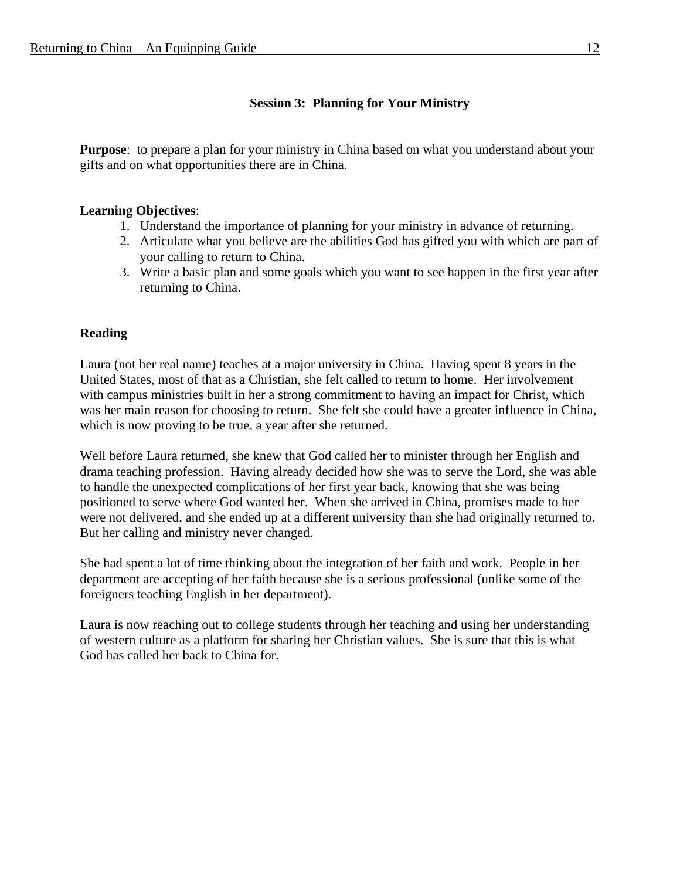## Session 3: Planning for Your Ministry

**Purpose**: to prepare a plan for your ministry in China based on what you understand about your gifts and on what opportunities there are in China.

**Learning Objectives**:

1. Understand the importance of planning for your ministry in advance of returning.
2. Articulate what you believe are the abilities God has gifted you with which are part of your calling to return to China.
3. Write a basic plan and some goals which you want to see happen in the first year after returning to China.

**Reading**

Laura (not her real name) teaches at a major university in China. Having spent 8 years in the United States, most of that as a Christian, she felt called to return to home. Her involvement with campus ministries built in her a strong commitment to having an impact for Christ, which was her main reason for choosing to return. She felt she could have a greater influence in China, which is now proving to be true, a year after she returned.

Well before Laura returned, she knew that God called her to minister through her English and drama teaching profession. Having already decided how she was to serve the Lord, she was able to handle the unexpected complications of her first year back, knowing that she was being positioned to serve where God wanted her. When she arrived in China, promises made to her were not delivered, and she ended up at a different university than she had originally returned to. But her calling and ministry never changed.

She had spent a lot of time thinking about the integration of her faith and work. People in her department are accepting of her faith because she is a serious professional (unlike some of the foreigners teaching English in her department).

Laura is now reaching out to college students through her teaching and using her understanding of western culture as a platform for sharing her Christian values. She is sure that this is what God has called her back to China for.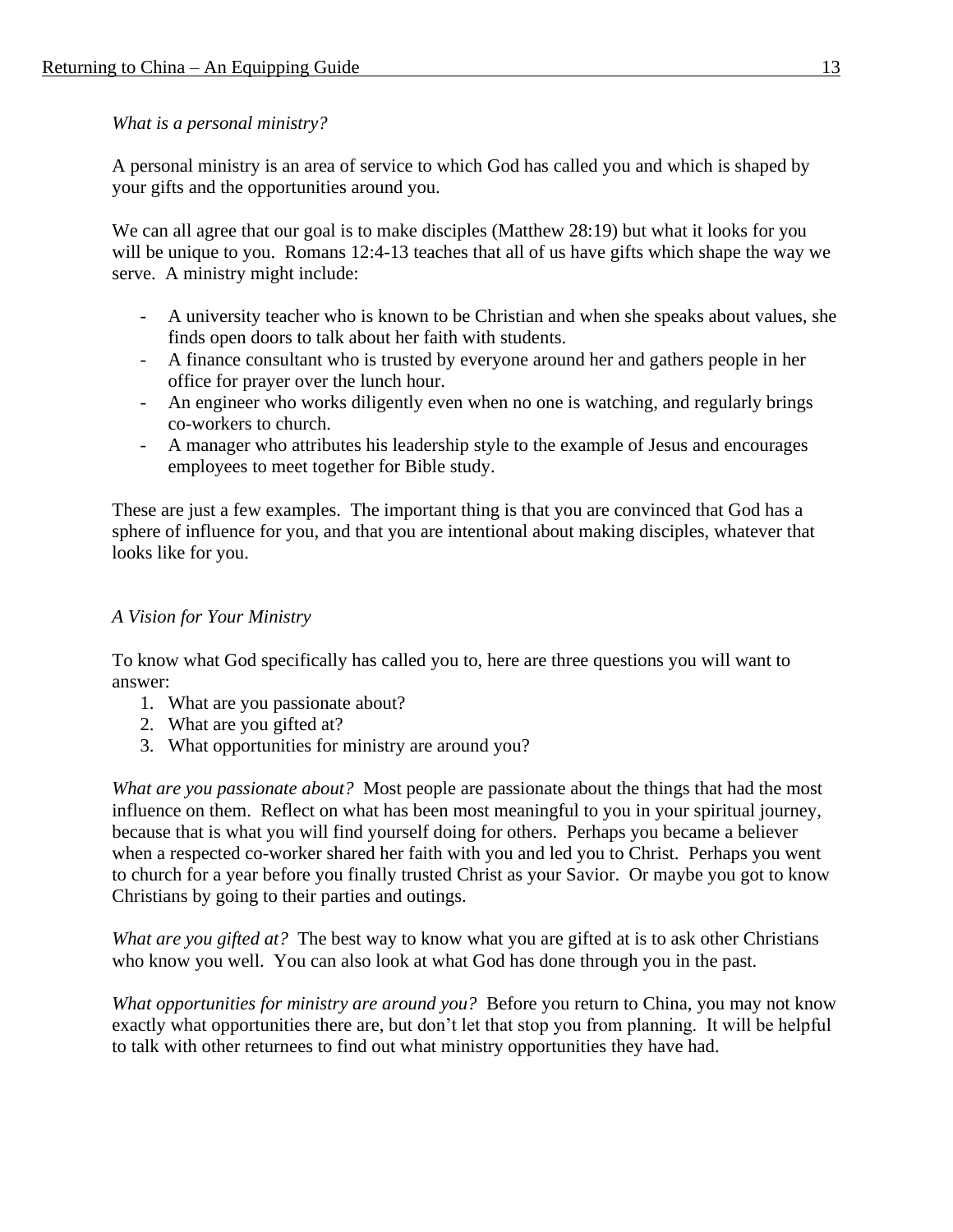*What is a personal ministry?*

A personal ministry is an area of service to which God has called you and which is shaped by your gifts and the opportunities around you.

We can all agree that our goal is to make disciples (Matthew 28:19) but what it looks for you will be unique to you. Romans 12:4-13 teaches that all of us have gifts which shape the way we serve. A ministry might include:

- A university teacher who is known to be Christian and when she speaks about values, she finds open doors to talk about her faith with students.
- A finance consultant who is trusted by everyone around her and gathers people in her office for prayer over the lunch hour.
- An engineer who works diligently even when no one is watching, and regularly brings co-workers to church.
- A manager who attributes his leadership style to the example of Jesus and encourages employees to meet together for Bible study.

These are just a few examples. The important thing is that you are convinced that God has a sphere of influence for you, and that you are intentional about making disciples, whatever that looks like for you.

*A Vision for Your Ministry*

To know what God specifically has called you to, here are three questions you will want to answer:

1. What are you passionate about?
2. What are you gifted at?
3. What opportunities for ministry are around you?

*What are you passionate about?* Most people are passionate about the things that had the most influence on them. Reflect on what has been most meaningful to you in your spiritual journey, because that is what you will find yourself doing for others. Perhaps you became a believer when a respected co-worker shared her faith with you and led you to Christ. Perhaps you went to church for a year before you finally trusted Christ as your Savior. Or maybe you got to know Christians by going to their parties and outings.

*What are you gifted at?* The best way to know what you are gifted at is to ask other Christians who know you well. You can also look at what God has done through you in the past.

*What opportunities for ministry are around you?* Before you return to China, you may not know exactly what opportunities there are, but don't let that stop you from planning. It will be helpful to talk with other returnees to find out what ministry opportunities they have had.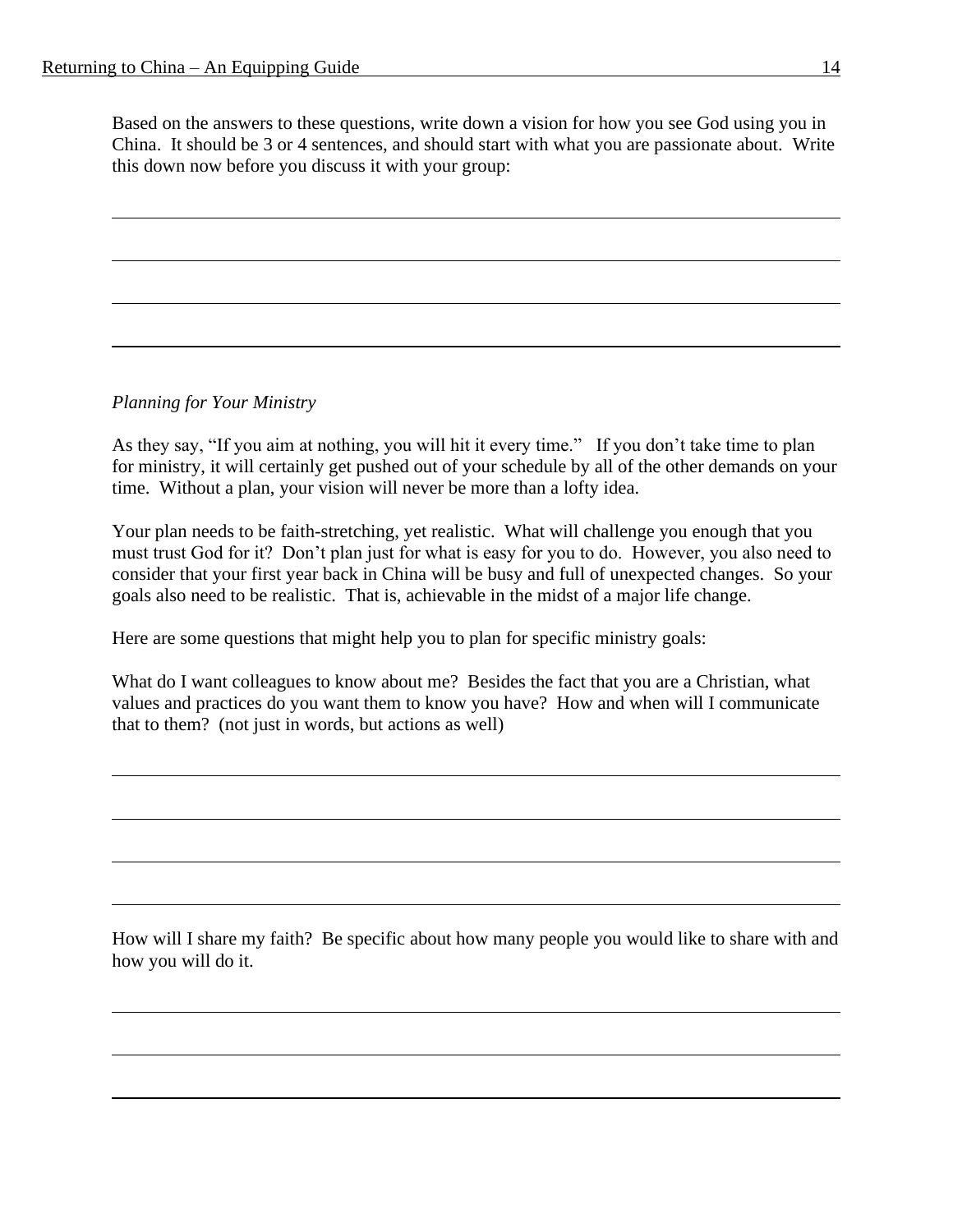Based on the answers to these questions, write down a vision for how you see God using you in China. It should be 3 or 4 sentences, and should start with what you are passionate about. Write this down now before you discuss it with your group:

*Planning for Your Ministry*

As they say, "If you aim at nothing, you will hit it every time." If you don't take time to plan for ministry, it will certainly get pushed out of your schedule by all of the other demands on your time. Without a plan, your vision will never be more than a lofty idea.

Your plan needs to be faith-stretching, yet realistic. What will challenge you enough that you must trust God for it? Don't plan just for what is easy for you to do. However, you also need to consider that your first year back in China will be busy and full of unexpected changes. So your goals also need to be realistic. That is, achievable in the midst of a major life change.

Here are some questions that might help you to plan for specific ministry goals:

What do I want colleagues to know about me? Besides the fact that you are a Christian, what values and practices do you want them to know you have? How and when will I communicate that to them? (not just in words, but actions as well)

How will I share my faith? Be specific about how many people you would like to share with and how you will do it.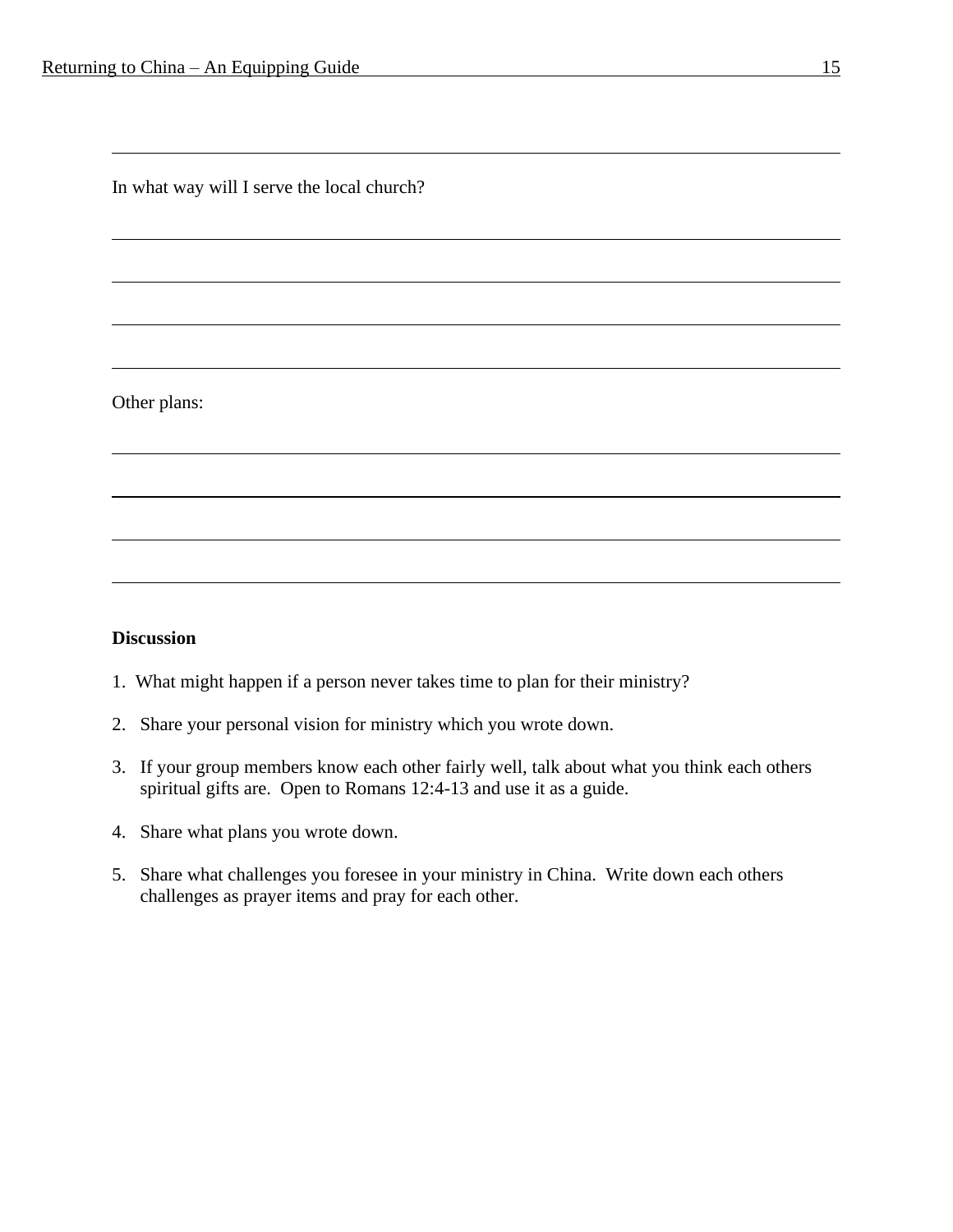In what way will I serve the local church?

Other plans:

**Discussion**

1. What might happen if a person never takes time to plan for their ministry?
2. Share your personal vision for ministry which you wrote down.
3. If your group members know each other fairly well, talk about what you think each others spiritual gifts are. Open to Romans 12:4-13 and use it as a guide.
4. Share what plans you wrote down.
5. Share what challenges you foresee in your ministry in China. Write down each others challenges as prayer items and pray for each other.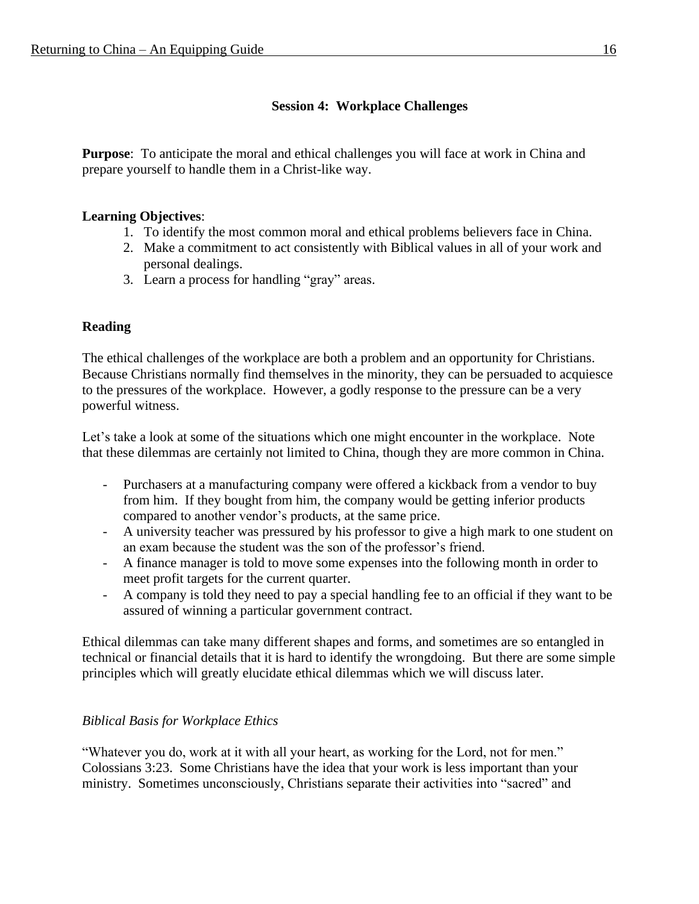## Session 4: Workplace Challenges

**Purpose**: To anticipate the moral and ethical challenges you will face at work in China and prepare yourself to handle them in a Christ-like way.

**Learning Objectives**:

1. To identify the most common moral and ethical problems believers face in China.
2. Make a commitment to act consistently with Biblical values in all of your work and personal dealings.
3. Learn a process for handling "gray" areas.

### Reading

The ethical challenges of the workplace are both a problem and an opportunity for Christians. Because Christians normally find themselves in the minority, they can be persuaded to acquiesce to the pressures of the workplace. However, a godly response to the pressure can be a very powerful witness.

Let's take a look at some of the situations which one might encounter in the workplace. Note that these dilemmas are certainly not limited to China, though they are more common in China.

- Purchasers at a manufacturing company were offered a kickback from a vendor to buy from him. If they bought from him, the company would be getting inferior products compared to another vendor's products, at the same price.
- A university teacher was pressured by his professor to give a high mark to one student on an exam because the student was the son of the professor's friend.
- A finance manager is told to move some expenses into the following month in order to meet profit targets for the current quarter.
- A company is told they need to pay a special handling fee to an official if they want to be assured of winning a particular government contract.

Ethical dilemmas can take many different shapes and forms, and sometimes are so entangled in technical or financial details that it is hard to identify the wrongdoing. But there are some simple principles which will greatly elucidate ethical dilemmas which we will discuss later.

*Biblical Basis for Workplace Ethics*

"Whatever you do, work at it with all your heart, as working for the Lord, not for men." Colossians 3:23. Some Christians have the idea that your work is less important than your ministry. Sometimes unconsciously, Christians separate their activities into "sacred" and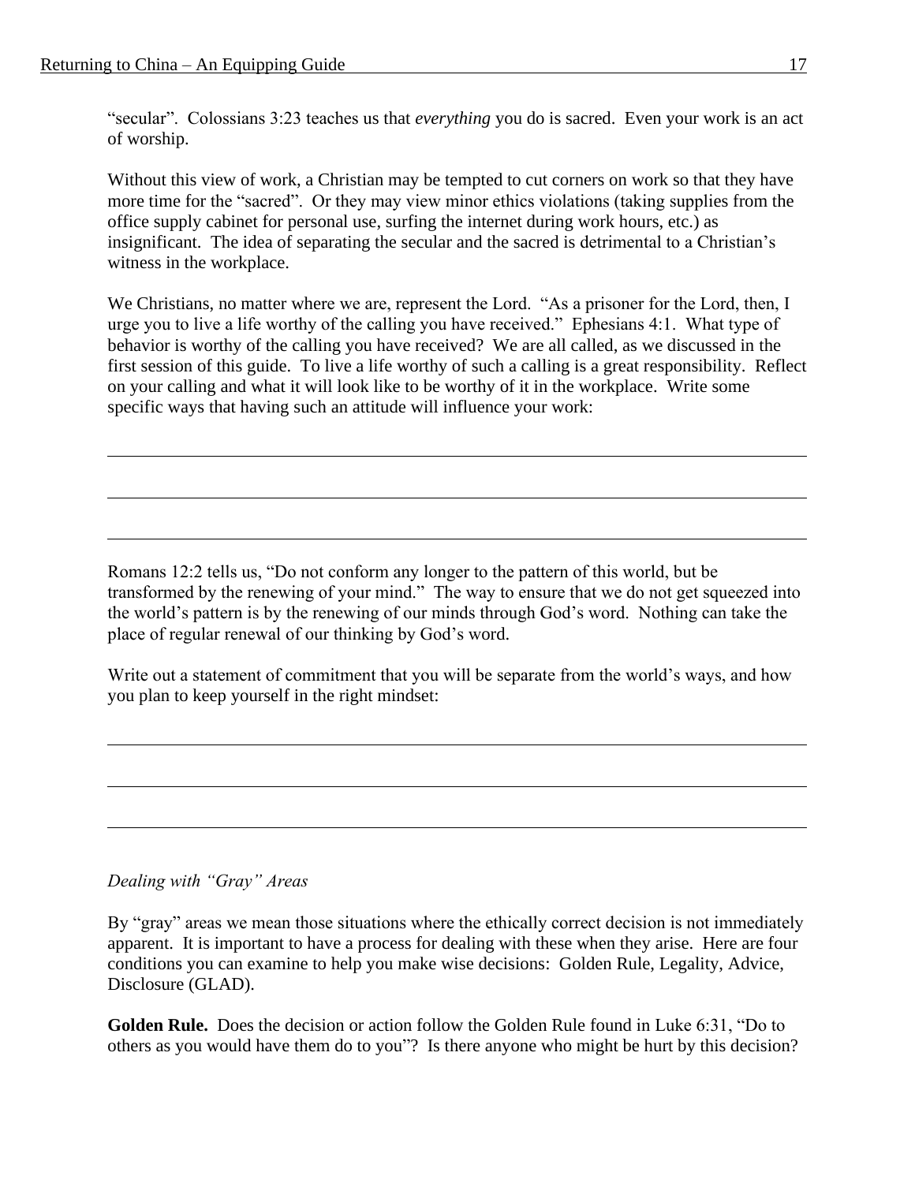"secular". Colossians 3:23 teaches us that *everything* you do is sacred. Even your work is an act of worship.

Without this view of work, a Christian may be tempted to cut corners on work so that they have more time for the "sacred". Or they may view minor ethics violations (taking supplies from the office supply cabinet for personal use, surfing the internet during work hours, etc.) as insignificant. The idea of separating the secular and the sacred is detrimental to a Christian's witness in the workplace.

We Christians, no matter where we are, represent the Lord. "As a prisoner for the Lord, then, I urge you to live a life worthy of the calling you have received." Ephesians 4:1. What type of behavior is worthy of the calling you have received? We are all called, as we discussed in the first session of this guide. To live a life worthy of such a calling is a great responsibility. Reflect on your calling and what it will look like to be worthy of it in the workplace. Write some specific ways that having such an attitude will influence your work:

______________________________________________________________________________

______________________________________________________________________________

______________________________________________________________________________

Romans 12:2 tells us, "Do not conform any longer to the pattern of this world, but be transformed by the renewing of your mind." The way to ensure that we do not get squeezed into the world's pattern is by the renewing of our minds through God's word. Nothing can take the place of regular renewal of our thinking by God's word.

Write out a statement of commitment that you will be separate from the world's ways, and how you plan to keep yourself in the right mindset:

______________________________________________________________________________

______________________________________________________________________________

______________________________________________________________________________

*Dealing with "Gray" Areas*

By "gray" areas we mean those situations where the ethically correct decision is not immediately apparent. It is important to have a process for dealing with these when they arise. Here are four conditions you can examine to help you make wise decisions: Golden Rule, Legality, Advice, Disclosure (GLAD).

**Golden Rule.** Does the decision or action follow the Golden Rule found in Luke 6:31, "Do to others as you would have them do to you"? Is there anyone who might be hurt by this decision?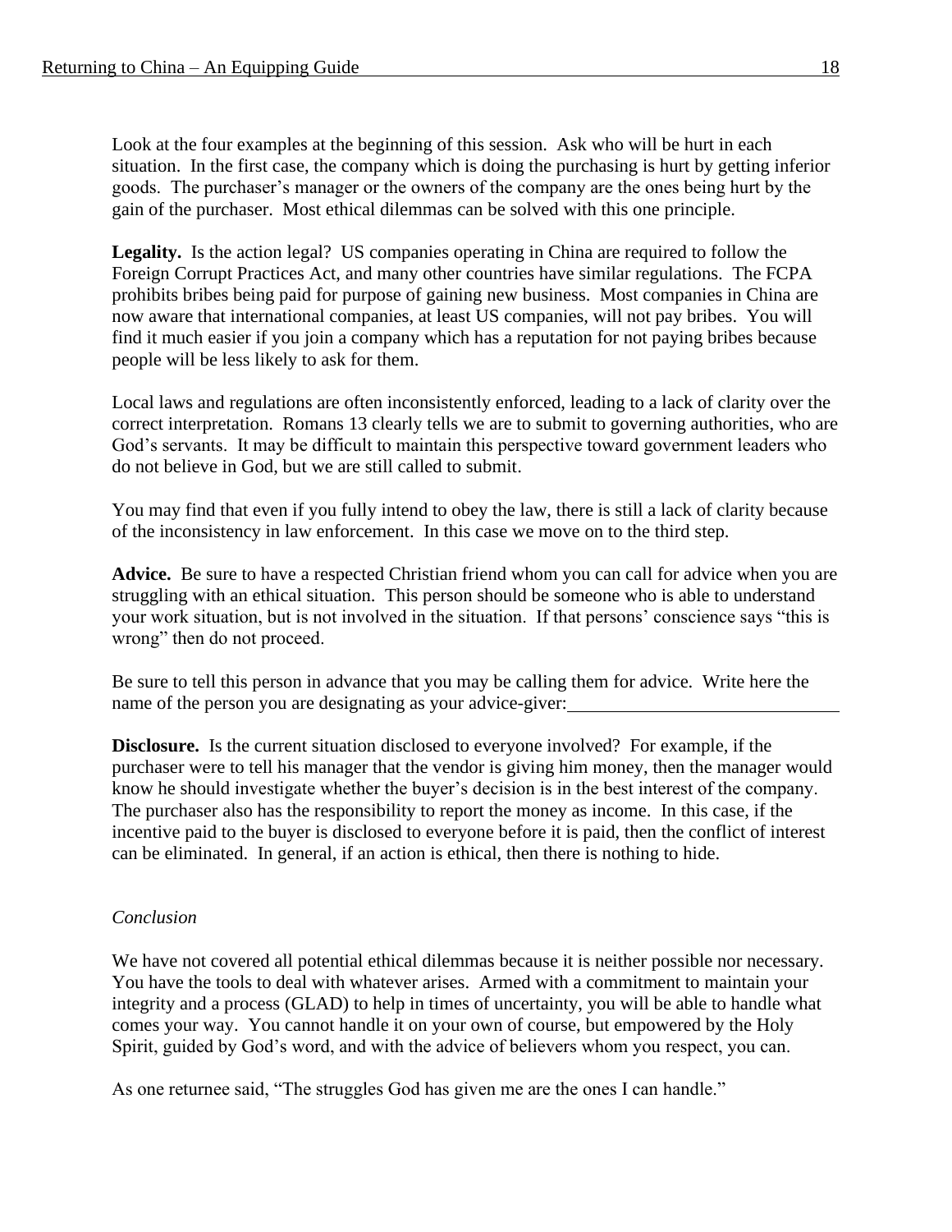Look at the four examples at the beginning of this session. Ask who will be hurt in each situation. In the first case, the company which is doing the purchasing is hurt by getting inferior goods. The purchaser's manager or the owners of the company are the ones being hurt by the gain of the purchaser. Most ethical dilemmas can be solved with this one principle.

**Legality.** Is the action legal? US companies operating in China are required to follow the Foreign Corrupt Practices Act, and many other countries have similar regulations. The FCPA prohibits bribes being paid for purpose of gaining new business. Most companies in China are now aware that international companies, at least US companies, will not pay bribes. You will find it much easier if you join a company which has a reputation for not paying bribes because people will be less likely to ask for them.

Local laws and regulations are often inconsistently enforced, leading to a lack of clarity over the correct interpretation. Romans 13 clearly tells we are to submit to governing authorities, who are God's servants. It may be difficult to maintain this perspective toward government leaders who do not believe in God, but we are still called to submit.

You may find that even if you fully intend to obey the law, there is still a lack of clarity because of the inconsistency in law enforcement. In this case we move on to the third step.

**Advice.** Be sure to have a respected Christian friend whom you can call for advice when you are struggling with an ethical situation. This person should be someone who is able to understand your work situation, but is not involved in the situation. If that persons' conscience says "this is wrong" then do not proceed.

Be sure to tell this person in advance that you may be calling them for advice. Write here the name of the person you are designating as your advice-giver:______________________________

**Disclosure.** Is the current situation disclosed to everyone involved? For example, if the purchaser were to tell his manager that the vendor is giving him money, then the manager would know he should investigate whether the buyer's decision is in the best interest of the company. The purchaser also has the responsibility to report the money as income. In this case, if the incentive paid to the buyer is disclosed to everyone before it is paid, then the conflict of interest can be eliminated. In general, if an action is ethical, then there is nothing to hide.

*Conclusion*

We have not covered all potential ethical dilemmas because it is neither possible nor necessary. You have the tools to deal with whatever arises. Armed with a commitment to maintain your integrity and a process (GLAD) to help in times of uncertainty, you will be able to handle what comes your way. You cannot handle it on your own of course, but empowered by the Holy Spirit, guided by God's word, and with the advice of believers whom you respect, you can.

As one returnee said, "The struggles God has given me are the ones I can handle."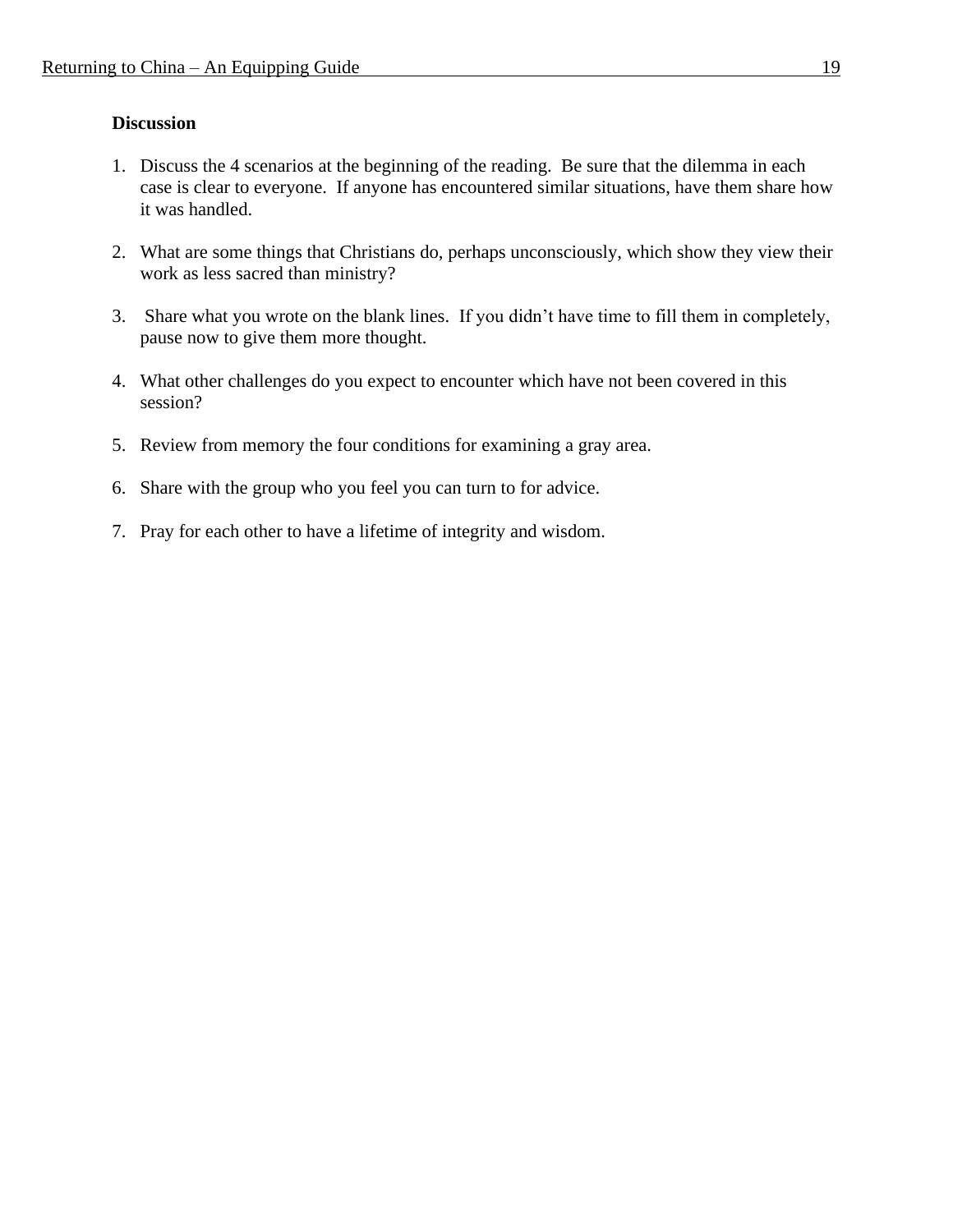**Discussion**

1. Discuss the 4 scenarios at the beginning of the reading. Be sure that the dilemma in each case is clear to everyone. If anyone has encountered similar situations, have them share how it was handled.

2. What are some things that Christians do, perhaps unconsciously, which show they view their work as less sacred than ministry?

3. Share what you wrote on the blank lines. If you didn't have time to fill them in completely, pause now to give them more thought.

4. What other challenges do you expect to encounter which have not been covered in this session?

5. Review from memory the four conditions for examining a gray area.

6. Share with the group who you feel you can turn to for advice.

7. Pray for each other to have a lifetime of integrity and wisdom.